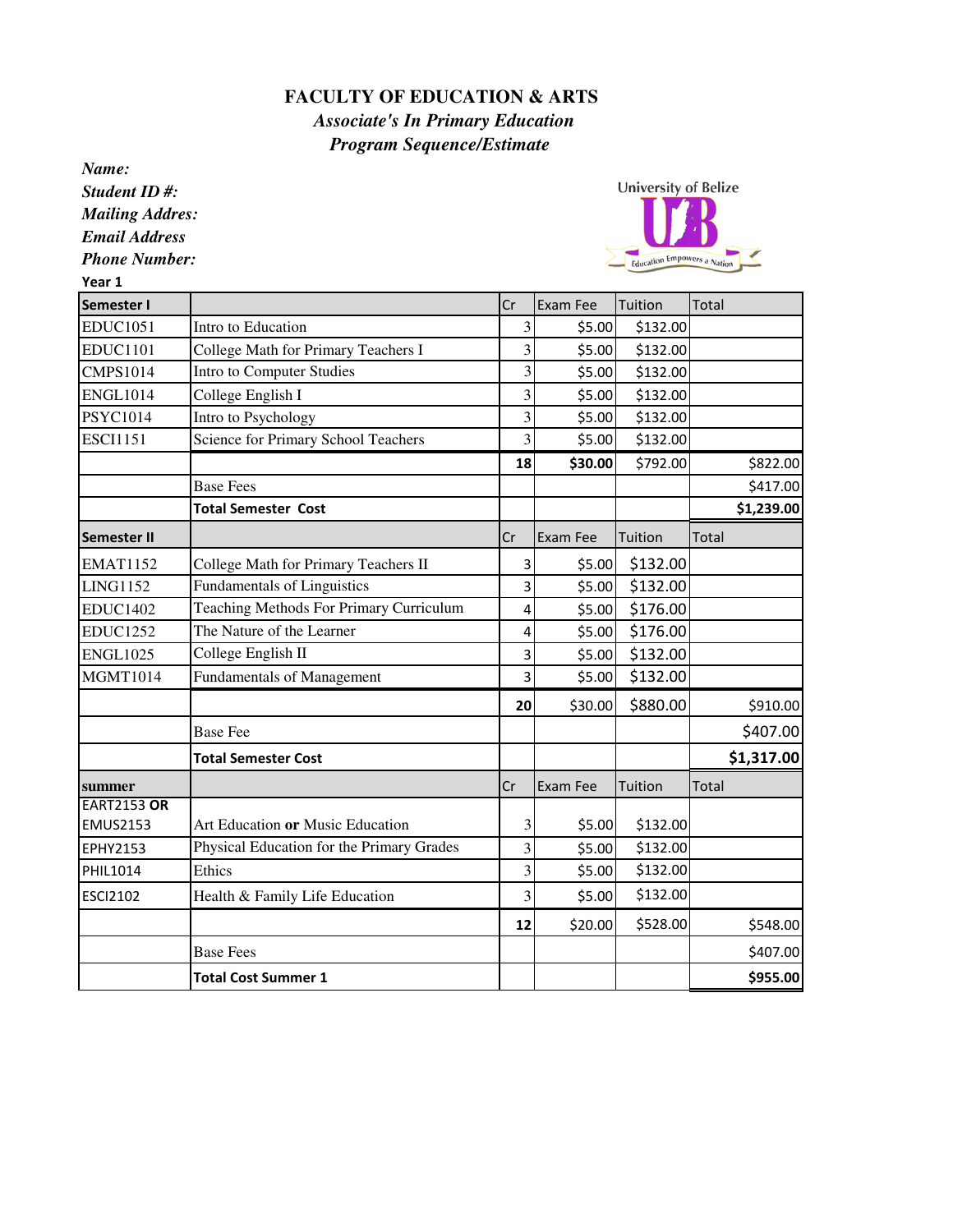# FACULTY OF EDUCATION & ARTS

## *Associate's In Primary Education*

## *Program Sequence/Estimate*

***Name:***

***Student ID #:***

***Mailing Addres:***

***Email Address***

***Phone Number:***

University of Belize

Education Empowers a Nation

**Year 1**

| **Semester I** | | Cr | Exam Fee | Tuition | Total |
|---|---|---|---|---|---|
| EDUC1051 | Intro to Education | 3 | $5.00 | $132.00 | |
| EDUC1101 | College Math for Primary Teachers I | 3 | $5.00 | $132.00 | |
| CMPS1014 | Intro to Computer Studies | 3 | $5.00 | $132.00 | |
| ENGL1014 | College English I | 3 | $5.00 | $132.00 | |
| PSYC1014 | Intro to Psychology | 3 | $5.00 | $132.00 | |
| ESCI1151 | Science for Primary School Teachers | 3 | $5.00 | $132.00 | |
| | | **18** | **$30.00** | $792.00 | $822.00 |
| | Base Fees | | | | $417.00 |
| | **Total Semester Cost** | | | | **$1,239.00** |
| **Semester II** | | Cr | Exam Fee | Tuition | Total |
| EMAT1152 | College Math for Primary Teachers II | 3 | $5.00 | $132.00 | |
| LING1152 | Fundamentals of Linguistics | 3 | $5.00 | $132.00 | |
| EDUC1402 | Teaching Methods For Primary Curriculum | 4 | $5.00 | $176.00 | |
| EDUC1252 | The Nature of the Learner | 4 | $5.00 | $176.00 | |
| ENGL1025 | College English II | 3 | $5.00 | $132.00 | |
| MGMT1014 | Fundamentals of Management | 3 | $5.00 | $132.00 | |
| | | **20** | $30.00 | $880.00 | $910.00 |
| | Base Fee | | | | $407.00 |
| | **Total Semester Cost** | | | | **$1,317.00** |
| **summer** | | Cr | Exam Fee | Tuition | Total |
| EART2153 **OR** EMUS2153 | Art Education **or** Music Education | 3 | $5.00 | $132.00 | |
| EPHY2153 | Physical Education for the Primary Grades | 3 | $5.00 | $132.00 | |
| PHIL1014 | Ethics | 3 | $5.00 | $132.00 | |
| ESCI2102 | Health & Family Life Education | 3 | $5.00 | $132.00 | |
| | | **12** | $20.00 | $528.00 | $548.00 |
| | Base Fees | | | | $407.00 |
| | **Total Cost Summer 1** | | | | **$955.00** |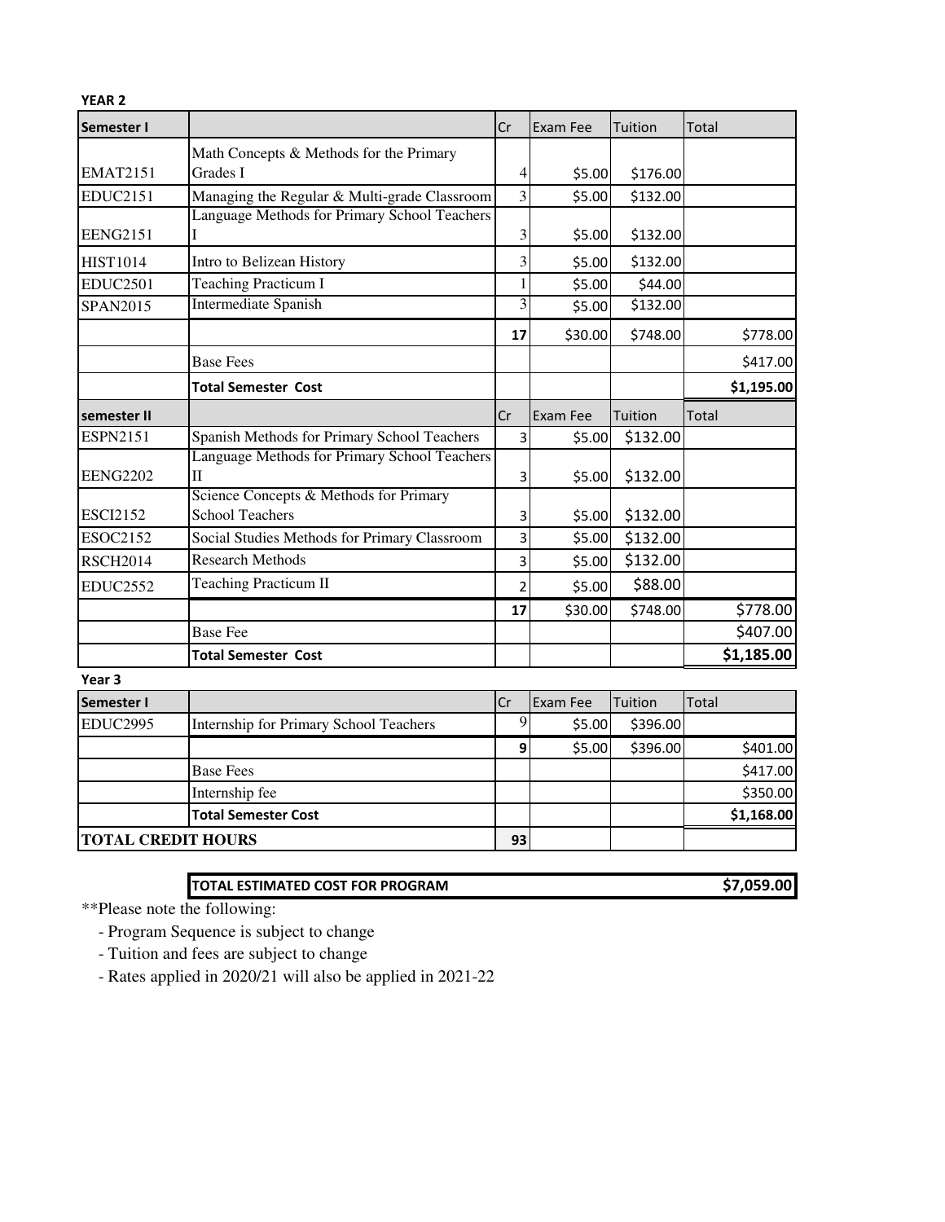**YEAR 2**

| Semester I | | Cr | Exam Fee | Tuition | Total |
|---|---|---|---|---|---|
| EMAT2151 | Math Concepts & Methods for the Primary Grades I | 4 | $5.00 | $176.00 | |
| EDUC2151 | Managing the Regular & Multi-grade Classroom | 3 | $5.00 | $132.00 | |
| EENG2151 | Language Methods for Primary School Teachers I | 3 | $5.00 | $132.00 | |
| HIST1014 | Intro to Belizean History | 3 | $5.00 | $132.00 | |
| EDUC2501 | Teaching Practicum I | 1 | $5.00 | $44.00 | |
| SPAN2015 | Intermediate Spanish | 3 | $5.00 | $132.00 | |
| | | **17** | $30.00 | $748.00 | $778.00 |
| | Base Fees | | | | $417.00 |
| | **Total Semester Cost** | | | | **$1,195.00** |
| **semester II** | | Cr | Exam Fee | Tuition | Total |
| ESPN2151 | Spanish Methods for Primary School Teachers | 3 | $5.00 | $132.00 | |
| EENG2202 | Language Methods for Primary School Teachers II | 3 | $5.00 | $132.00 | |
| ESCI2152 | Science Concepts & Methods for Primary School Teachers | 3 | $5.00 | $132.00 | |
| ESOC2152 | Social Studies Methods for Primary Classroom | 3 | $5.00 | $132.00 | |
| RSCH2014 | Research Methods | 3 | $5.00 | $132.00 | |
| EDUC2552 | Teaching Practicum II | 2 | $5.00 | $88.00 | |
| | | **17** | $30.00 | $748.00 | $778.00 |
| | Base Fee | | | | $407.00 |
| | **Total Semester Cost** | | | | **$1,185.00** |

**Year 3**

| Semester I | | Cr | Exam Fee | Tuition | Total |
|---|---|---|---|---|---|
| EDUC2995 | Internship for Primary School Teachers | 9 | $5.00 | $396.00 | |
| | | **9** | $5.00 | $396.00 | $401.00 |
| | Base Fees | | | | $417.00 |
| | Internship fee | | | | $350.00 |
| | **Total Semester Cost** | | | | **$1,168.00** |
| **TOTAL CREDIT HOURS** | | **93** | | | |

**TOTAL ESTIMATED COST FOR PROGRAM** **$7,059.00**

**Please note the following:

- Program Sequence is subject to change
- Tuition and fees are subject to change
- Rates applied in 2020/21 will also be applied in 2021-22